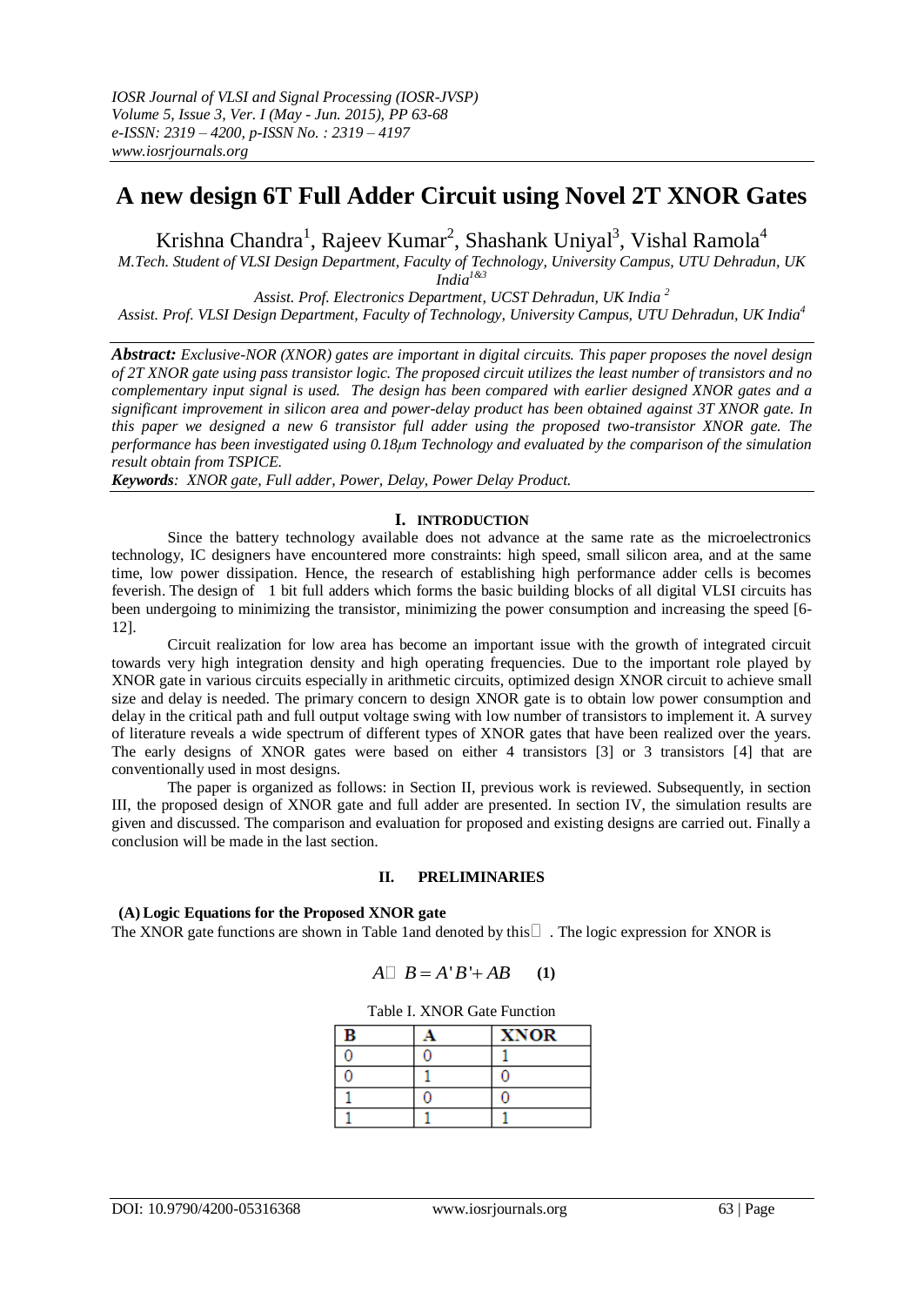# A new design 6T Full Adder Circuit using Novel 2T XNOR Gates

Krishna Chandra[1], Rajeev Kumar[2], Shashank Uniyal[3], Vishal Ramola[4]

*M.Tech. Student of VLSI Design Department, Faculty of Technology, University Campus, UTU Dehradun, UK India[1&3]*

*Assist. Prof. Electronics Department, UCST Dehradun, UK India [2]*

*Assist. Prof. VLSI Design Department, Faculty of Technology, University Campus, UTU Dehradun, UK India[4]*

***Abstract:*** *Exclusive-NOR (XNOR) gates are important in digital circuits. This paper proposes the novel design of 2T XNOR gate using pass transistor logic. The proposed circuit utilizes the least number of transistors and no complementary input signal is used. The design has been compared with earlier designed XNOR gates and a significant improvement in silicon area and power-delay product has been obtained against 3T XNOR gate. In this paper we designed a new 6 transistor full adder using the proposed two-transistor XNOR gate. The performance has been investigated using 0.18μm Technology and evaluated by the comparison of the simulation result obtain from TSPICE.*

***Keywords****: XNOR gate, Full adder, Power, Delay, Power Delay Product.*

## I. INTRODUCTION

Since the battery technology available does not advance at the same rate as the microelectronics technology, IC designers have encountered more constraints: high speed, small silicon area, and at the same time, low power dissipation. Hence, the research of establishing high performance adder cells is becomes feverish. The design of 1 bit full adders which forms the basic building blocks of all digital VLSI circuits has been undergoing to minimizing the transistor, minimizing the power consumption and increasing the speed [6-12].

Circuit realization for low area has become an important issue with the growth of integrated circuit towards very high integration density and high operating frequencies. Due to the important role played by XNOR gate in various circuits especially in arithmetic circuits, optimized design XNOR circuit to achieve small size and delay is needed. The primary concern to design XNOR gate is to obtain low power consumption and delay in the critical path and full output voltage swing with low number of transistors to implement it. A survey of literature reveals a wide spectrum of different types of XNOR gates that have been realized over the years. The early designs of XNOR gates were based on either 4 transistors [3] or 3 transistors [4] that are conventionally used in most designs.

The paper is organized as follows: in Section II, previous work is reviewed. Subsequently, in section III, the proposed design of XNOR gate and full adder are presented. In section IV, the simulation results are given and discussed. The comparison and evaluation for proposed and existing designs are carried out. Finally a conclusion will be made in the last section.

## II. PRELIMINARIES

### (A) Logic Equations for the Proposed XNOR gate

The XNOR gate functions are shown in Table 1and denoted by this $\odot$ . The logic expression for XNOR is

$$A \odot B = A'B' + AB \quad \textbf{(1)}$$

Table I. XNOR Gate Function

| B | A | XNOR |
|---|---|---|
| 0 | 0 | 1 |
| 0 | 1 | 0 |
| 1 | 0 | 0 |
| 1 | 1 | 1 |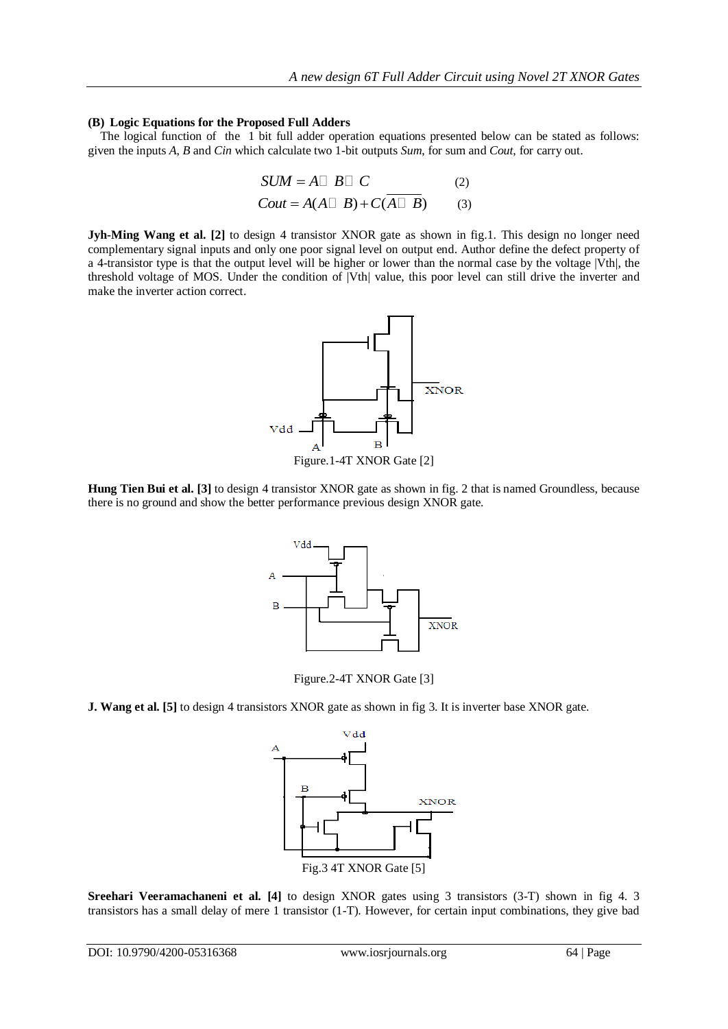**(B) Logic Equations for the Proposed Full Adders**

The logical function of the 1 bit full adder operation equations presented below can be stated as follows: given the inputs *A*, *B* and *Cin* which calculate two 1-bit outputs *Sum*, for sum and *Cout*, for carry out.

$$SUM = A \odot B \odot C \qquad (2)$$

$$Cout = A(A \odot B) + C(\overline{A \odot B}) \qquad (3)$$

**Jyh-Ming Wang et al. [2]** to design 4 transistor XNOR gate as shown in fig.1. This design no longer need complementary signal inputs and only one poor signal level on output end. Author define the defect property of a 4-transistor type is that the output level will be higher or lower than the normal case by the voltage |Vth|, the threshold voltage of MOS. Under the condition of |Vth| value, this poor level can still drive the inverter and make the inverter action correct.

Figure.1-4T XNOR Gate [2]

**Hung Tien Bui et al. [3]** to design 4 transistor XNOR gate as shown in fig. 2 that is named Groundless, because there is no ground and show the better performance previous design XNOR gate.

Figure.2-4T XNOR Gate [3]

**J. Wang et al. [5]** to design 4 transistors XNOR gate as shown in fig 3. It is inverter base XNOR gate.

Fig.3 4T XNOR Gate [5]

**Sreehari Veeramachaneni et al. [4]** to design XNOR gates using 3 transistors (3-T) shown in fig 4. 3 transistors has a small delay of mere 1 transistor (1-T). However, for certain input combinations, they give bad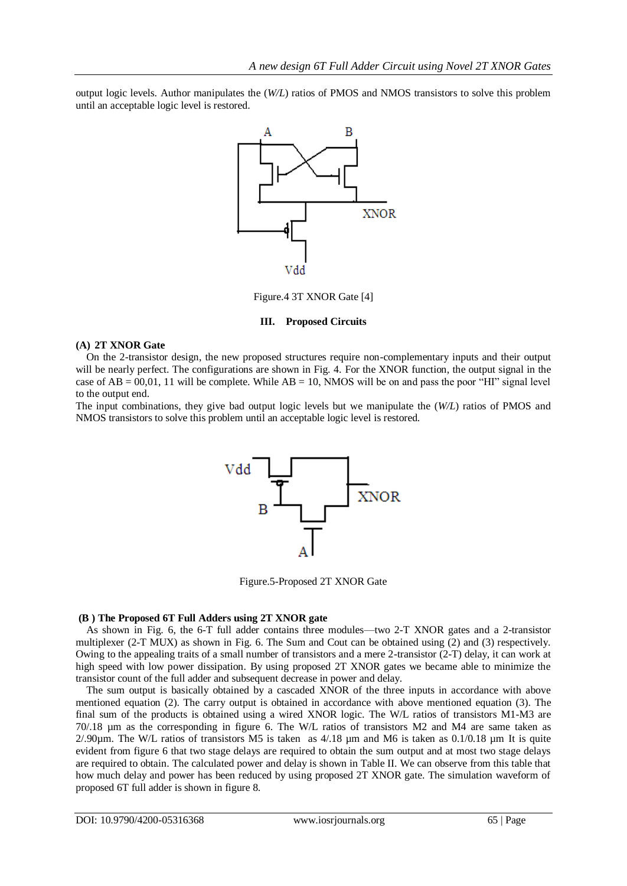output logic levels. Author manipulates the (*W/L*) ratios of PMOS and NMOS transistors to solve this problem until an acceptable logic level is restored.

Figure.4 3T XNOR Gate [4]

## III. Proposed Circuits

### (A) 2T XNOR Gate

On the 2-transistor design, the new proposed structures require non-complementary inputs and their output will be nearly perfect. The configurations are shown in Fig. 4. For the XNOR function, the output signal in the case of AB = 00,01, 11 will be complete. While AB = 10, NMOS will be on and pass the poor "HI" signal level to the output end.

The input combinations, they give bad output logic levels but we manipulate the (*W/L*) ratios of PMOS and NMOS transistors to solve this problem until an acceptable logic level is restored.

Figure.5-Proposed 2T XNOR Gate

### (B ) The Proposed 6T Full Adders using 2T XNOR gate

As shown in Fig. 6, the 6-T full adder contains three modules—two 2-T XNOR gates and a 2-transistor multiplexer (2-T MUX) as shown in Fig. 6. The Sum and Cout can be obtained using (2) and (3) respectively. Owing to the appealing traits of a small number of transistors and a mere 2-transistor (2-T) delay, it can work at high speed with low power dissipation. By using proposed 2T XNOR gates we became able to minimize the transistor count of the full adder and subsequent decrease in power and delay.

The sum output is basically obtained by a cascaded XNOR of the three inputs in accordance with above mentioned equation (2). The carry output is obtained in accordance with above mentioned equation (3). The final sum of the products is obtained using a wired XNOR logic. The W/L ratios of transistors M1-M3 are 70/.18 µm as the corresponding in figure 6. The W/L ratios of transistors M2 and M4 are same taken as 2/.90µm. The W/L ratios of transistors M5 is taken as 4/.18 µm and M6 is taken as 0.1/0.18 µm It is quite evident from figure 6 that two stage delays are required to obtain the sum output and at most two stage delays are required to obtain. The calculated power and delay is shown in Table II. We can observe from this table that how much delay and power has been reduced by using proposed 2T XNOR gate. The simulation waveform of proposed 6T full adder is shown in figure 8.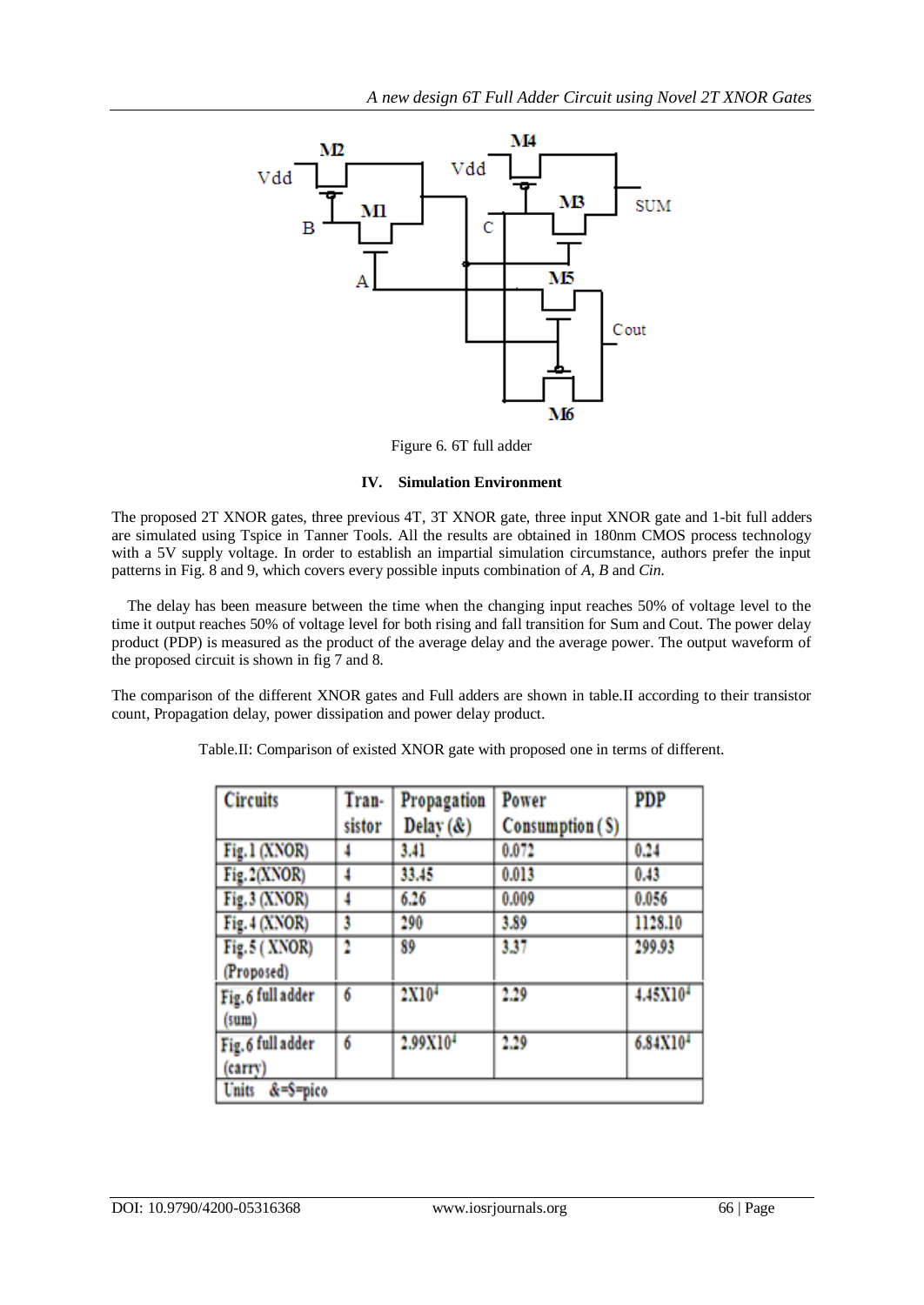Figure 6. 6T full adder

## IV. Simulation Environment

The proposed 2T XNOR gates, three previous 4T, 3T XNOR gate, three input XNOR gate and 1-bit full adders are simulated using Tspice in Tanner Tools. All the results are obtained in 180nm CMOS process technology with a 5V supply voltage. In order to establish an impartial simulation circumstance, authors prefer the input patterns in Fig. 8 and 9, which covers every possible inputs combination of *A*, *B* and *Cin.*

The delay has been measure between the time when the changing input reaches 50% of voltage level to the time it output reaches 50% of voltage level for both rising and fall transition for Sum and Cout. The power delay product (PDP) is measured as the product of the average delay and the average power. The output waveform of the proposed circuit is shown in fig 7 and 8.

The comparison of the different XNOR gates and Full adders are shown in table.II according to their transistor count, Propagation delay, power dissipation and power delay product.

Table.II: Comparison of existed XNOR gate with proposed one in terms of different.

| Circuits | Tran-sistor | Propagation Delay (&) | Power Consumption ($) | PDP |
|---|---|---|---|---|
| Fig.1 (XNOR) | 4 | 3.41 | 0.072 | 0.24 |
| Fig.2(XNOR) | 4 | 33.45 | 0.013 | 0.43 |
| Fig.3 (XNOR) | 4 | 6.26 | 0.009 | 0.056 |
| Fig.4 (XNOR) | 3 | 290 | 3.89 | 1128.10 |
| Fig.5 ( XNOR) (Proposed) | 2 | 89 | 3.37 | 299.93 |
| Fig.6 full adder (sum) | 6 | $2X10^4$ | 2.29 | $4.45X10^4$ |
| Fig.6 full adder (carry) | 6 | $2.99X10^4$ | 2.29 | $6.84X10^4$ |
| Units &=$=pico | | | | |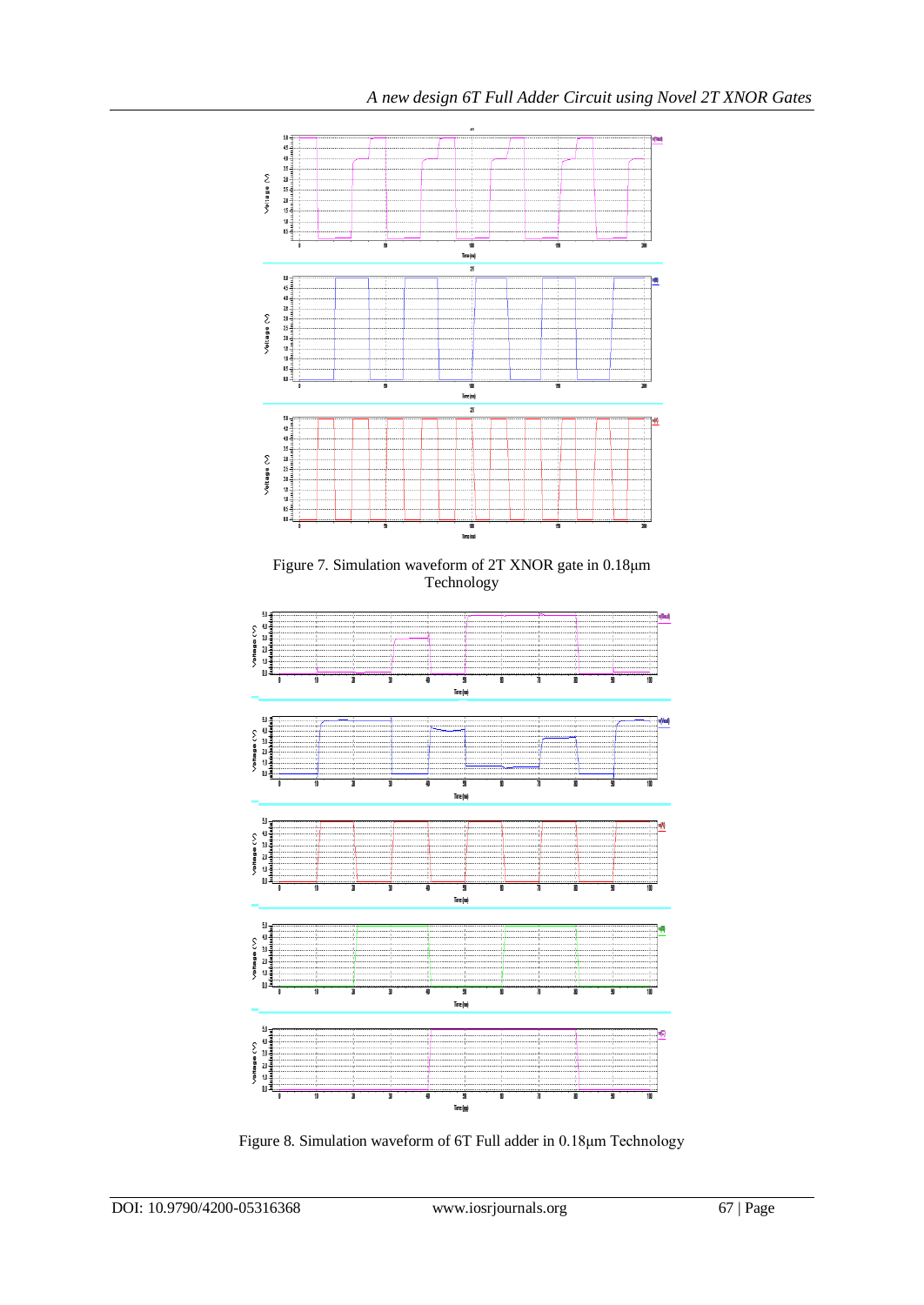Figure 7. Simulation waveform of 2T XNOR gate in 0.18μm Technology

Figure 8. Simulation waveform of 6T Full adder in 0.18μm Technology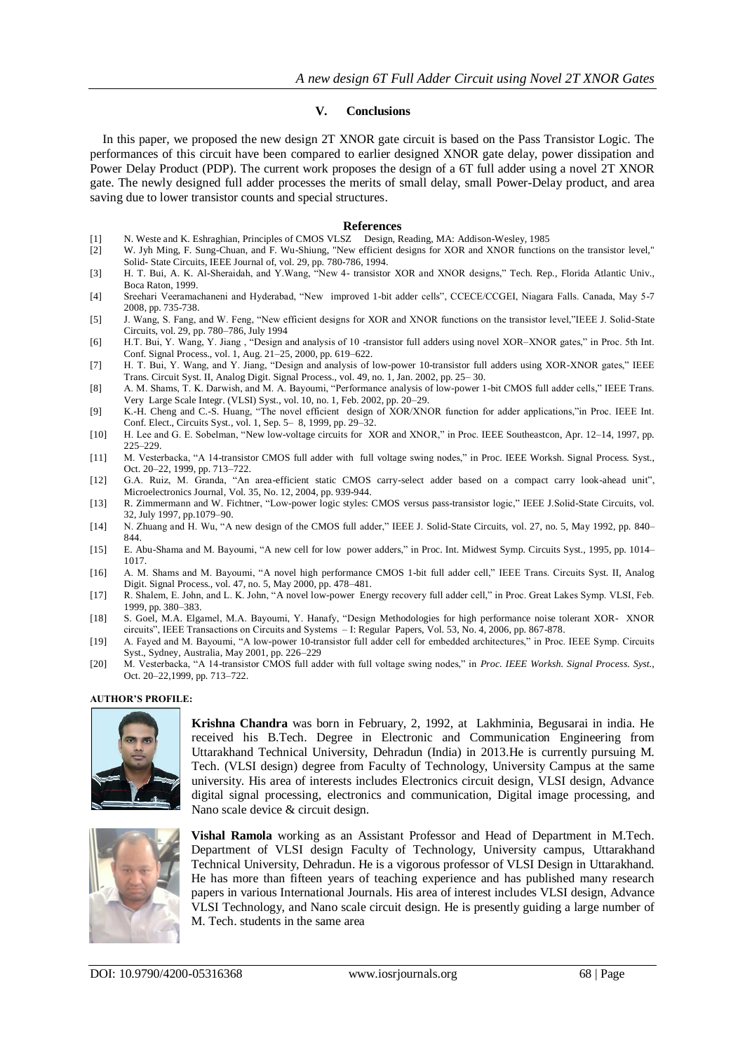## V. Conclusions

In this paper, we proposed the new design 2T XNOR gate circuit is based on the Pass Transistor Logic. The performances of this circuit have been compared to earlier designed XNOR gate delay, power dissipation and Power Delay Product (PDP). The current work proposes the design of a 6T full adder using a novel 2T XNOR gate. The newly designed full adder processes the merits of small delay, small Power-Delay product, and area saving due to lower transistor counts and special structures.

## References

[1] N. Weste and K. Eshraghian, Principles of CMOS VLSZ Design, Reading, MA: Addison-Wesley, 1985

[2] W. Jyh Ming, F. Sung-Chuan, and F. Wu-Shiung, "New efficient designs for XOR and XNOR functions on the transistor level," Solid- State Circuits, IEEE Journal of, vol. 29, pp. 780-786, 1994.

[3] H. T. Bui, A. K. Al-Sheraidah, and Y.Wang, "New 4- transistor XOR and XNOR designs," Tech. Rep., Florida Atlantic Univ., Boca Raton, 1999.

[4] Sreehari Veeramachaneni and Hyderabad, "New improved 1-bit adder cells", CCECE/CCGEI, Niagara Falls. Canada, May 5-7 2008, pp. 735-738.

[5] J. Wang, S. Fang, and W. Feng, "New efficient designs for XOR and XNOR functions on the transistor level,"IEEE J. Solid-State Circuits, vol. 29, pp. 780–786, July 1994

[6] H.T. Bui, Y. Wang, Y. Jiang , "Design and analysis of 10 -transistor full adders using novel XOR–XNOR gates," in Proc. 5th Int. Conf. Signal Process., vol. 1, Aug. 21–25, 2000, pp. 619–622.

[7] H. T. Bui, Y. Wang, and Y. Jiang, "Design and analysis of low-power 10-transistor full adders using XOR-XNOR gates," IEEE Trans. Circuit Syst. II, Analog Digit. Signal Process., vol. 49, no. 1, Jan. 2002, pp. 25– 30.

[8] A. M. Shams, T. K. Darwish, and M. A. Bayoumi, "Performance analysis of low-power 1-bit CMOS full adder cells," IEEE Trans. Very Large Scale Integr. (VLSI) Syst., vol. 10, no. 1, Feb. 2002, pp. 20–29.

[9] K.-H. Cheng and C.-S. Huang, "The novel efficient design of XOR/XNOR function for adder applications,"in Proc. IEEE Int. Conf. Elect., Circuits Syst., vol. 1, Sep. 5– 8, 1999, pp. 29–32.

[10] H. Lee and G. E. Sobelman, "New low-voltage circuits for XOR and XNOR," in Proc. IEEE Southeastcon, Apr. 12–14, 1997, pp. 225–229.

[11] M. Vesterbacka, "A 14-transistor CMOS full adder with full voltage swing nodes," in Proc. IEEE Worksh. Signal Process. Syst., Oct. 20–22, 1999, pp. 713–722.

[12] G.A. Ruiz, M. Granda, "An area-efficient static CMOS carry-select adder based on a compact carry look-ahead unit", Microelectronics Journal, Vol. 35, No. 12, 2004, pp. 939-944.

[13] R. Zimmermann and W. Fichtner, "Low-power logic styles: CMOS versus pass-transistor logic," IEEE J.Solid-State Circuits, vol. 32, July 1997, pp.1079–90.

[14] N. Zhuang and H. Wu, "A new design of the CMOS full adder," IEEE J. Solid-State Circuits, vol. 27, no. 5, May 1992, pp. 840–844.

[15] E. Abu-Shama and M. Bayoumi, "A new cell for low power adders," in Proc. Int. Midwest Symp. Circuits Syst., 1995, pp. 1014–1017.

[16] A. M. Shams and M. Bayoumi, "A novel high performance CMOS 1-bit full adder cell," IEEE Trans. Circuits Syst. II, Analog Digit. Signal Process., vol. 47, no. 5, May 2000, pp. 478–481.

[17] R. Shalem, E. John, and L. K. John, "A novel low-power Energy recovery full adder cell," in Proc. Great Lakes Symp. VLSI, Feb. 1999, pp. 380–383.

[18] S. Goel, M.A. Elgamel, M.A. Bayoumi, Y. Hanafy, "Design Methodologies for high performance noise tolerant XOR- XNOR circuits", IEEE Transactions on Circuits and Systems – I: Regular Papers, Vol. 53, No. 4, 2006, pp. 867-878.

[19] A. Fayed and M. Bayoumi, "A low-power 10-transistor full adder cell for embedded architectures," in Proc. IEEE Symp. Circuits Syst., Sydney, Australia, May 2001, pp. 226–229

[20] M. Vesterbacka, "A 14-transistor CMOS full adder with full voltage swing nodes," in *Proc. IEEE Worksh. Signal Process. Syst.*, Oct. 20–22,1999, pp. 713–722.

**AUTHOR'S PROFILE:**

**Krishna Chandra** was born in February, 2, 1992, at Lakhminia, Begusarai in india. He received his B.Tech. Degree in Electronic and Communication Engineering from Uttarakhand Technical University, Dehradun (India) in 2013.He is currently pursuing M. Tech. (VLSI design) degree from Faculty of Technology, University Campus at the same university. His area of interests includes Electronics circuit design, VLSI design, Advance digital signal processing, electronics and communication, Digital image processing, and Nano scale device & circuit design.

**Vishal Ramola** working as an Assistant Professor and Head of Department in M.Tech. Department of VLSI design Faculty of Technology, University campus, Uttarakhand Technical University, Dehradun. He is a vigorous professor of VLSI Design in Uttarakhand. He has more than fifteen years of teaching experience and has published many research papers in various International Journals. His area of interest includes VLSI design, Advance VLSI Technology, and Nano scale circuit design. He is presently guiding a large number of M. Tech. students in the same area